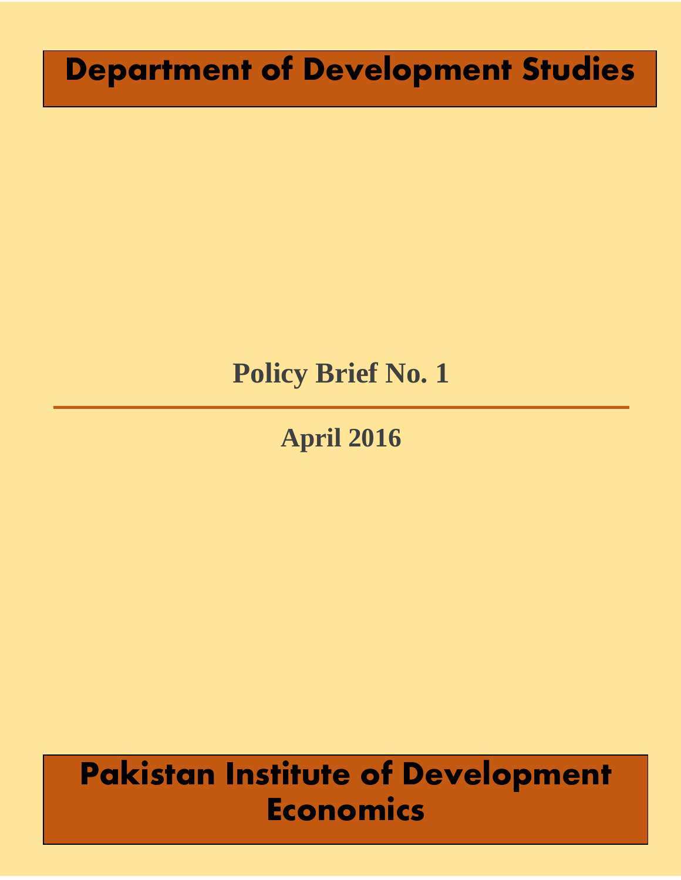# Department of Development Studies

## Policy Brief No. 1

---

**April 2016**

# Pakistan Institute of Development Economics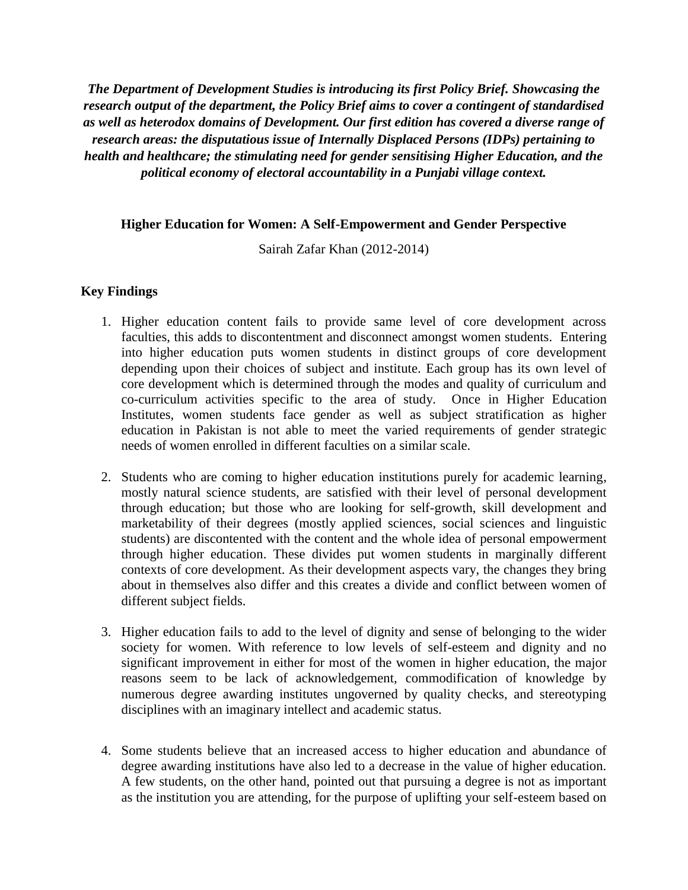***The Department of Development Studies is introducing its first Policy Brief. Showcasing the research output of the department, the Policy Brief aims to cover a contingent of standardised as well as heterodox domains of Development. Our first edition has covered a diverse range of research areas: the disputatious issue of Internally Displaced Persons (IDPs) pertaining to health and healthcare; the stimulating need for gender sensitising Higher Education, and the political economy of electoral accountability in a Punjabi village context.***

## Higher Education for Women: A Self-Empowerment and Gender Perspective

Sairah Zafar Khan (2012-2014)

### Key Findings

1. Higher education content fails to provide same level of core development across faculties, this adds to discontentment and disconnect amongst women students. Entering into higher education puts women students in distinct groups of core development depending upon their choices of subject and institute. Each group has its own level of core development which is determined through the modes and quality of curriculum and co-curriculum activities specific to the area of study. Once in Higher Education Institutes, women students face gender as well as subject stratification as higher education in Pakistan is not able to meet the varied requirements of gender strategic needs of women enrolled in different faculties on a similar scale.

2. Students who are coming to higher education institutions purely for academic learning, mostly natural science students, are satisfied with their level of personal development through education; but those who are looking for self-growth, skill development and marketability of their degrees (mostly applied sciences, social sciences and linguistic students) are discontented with the content and the whole idea of personal empowerment through higher education. These divides put women students in marginally different contexts of core development. As their development aspects vary, the changes they bring about in themselves also differ and this creates a divide and conflict between women of different subject fields.

3. Higher education fails to add to the level of dignity and sense of belonging to the wider society for women. With reference to low levels of self-esteem and dignity and no significant improvement in either for most of the women in higher education, the major reasons seem to be lack of acknowledgement, commodification of knowledge by numerous degree awarding institutes ungoverned by quality checks, and stereotyping disciplines with an imaginary intellect and academic status.

4. Some students believe that an increased access to higher education and abundance of degree awarding institutions have also led to a decrease in the value of higher education. A few students, on the other hand, pointed out that pursuing a degree is not as important as the institution you are attending, for the purpose of uplifting your self-esteem based on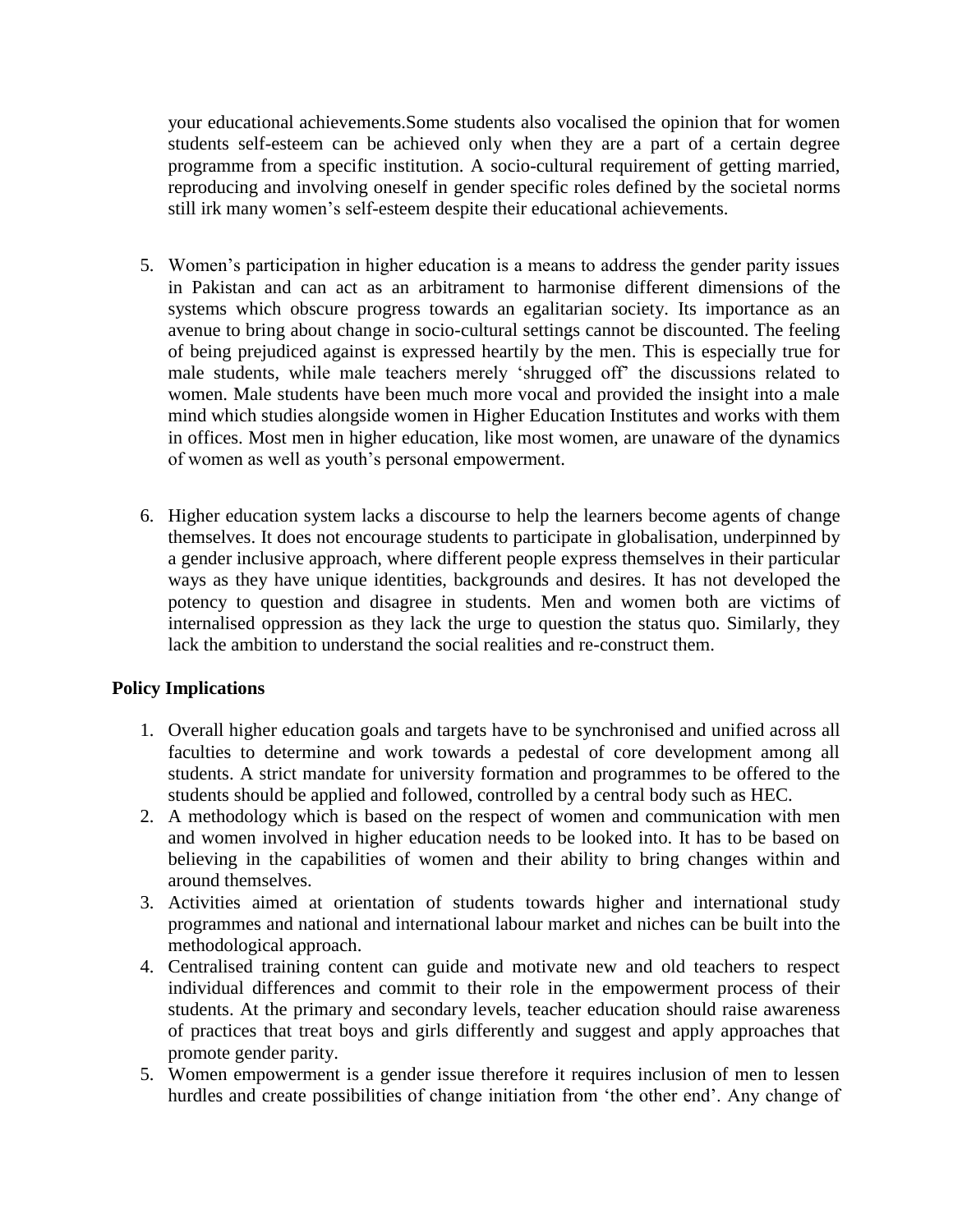your educational achievements.Some students also vocalised the opinion that for women students self-esteem can be achieved only when they are a part of a certain degree programme from a specific institution. A socio-cultural requirement of getting married, reproducing and involving oneself in gender specific roles defined by the societal norms still irk many women's self-esteem despite their educational achievements.

5. Women's participation in higher education is a means to address the gender parity issues in Pakistan and can act as an arbitrament to harmonise different dimensions of the systems which obscure progress towards an egalitarian society. Its importance as an avenue to bring about change in socio-cultural settings cannot be discounted. The feeling of being prejudiced against is expressed heartily by the men. This is especially true for male students, while male teachers merely 'shrugged off' the discussions related to women. Male students have been much more vocal and provided the insight into a male mind which studies alongside women in Higher Education Institutes and works with them in offices. Most men in higher education, like most women, are unaware of the dynamics of women as well as youth's personal empowerment.

6. Higher education system lacks a discourse to help the learners become agents of change themselves. It does not encourage students to participate in globalisation, underpinned by a gender inclusive approach, where different people express themselves in their particular ways as they have unique identities, backgrounds and desires. It has not developed the potency to question and disagree in students. Men and women both are victims of internalised oppression as they lack the urge to question the status quo. Similarly, they lack the ambition to understand the social realities and re-construct them.

**Policy Implications**

1. Overall higher education goals and targets have to be synchronised and unified across all faculties to determine and work towards a pedestal of core development among all students. A strict mandate for university formation and programmes to be offered to the students should be applied and followed, controlled by a central body such as HEC.
2. A methodology which is based on the respect of women and communication with men and women involved in higher education needs to be looked into. It has to be based on believing in the capabilities of women and their ability to bring changes within and around themselves.
3. Activities aimed at orientation of students towards higher and international study programmes and national and international labour market and niches can be built into the methodological approach.
4. Centralised training content can guide and motivate new and old teachers to respect individual differences and commit to their role in the empowerment process of their students. At the primary and secondary levels, teacher education should raise awareness of practices that treat boys and girls differently and suggest and apply approaches that promote gender parity.
5. Women empowerment is a gender issue therefore it requires inclusion of men to lessen hurdles and create possibilities of change initiation from 'the other end'. Any change of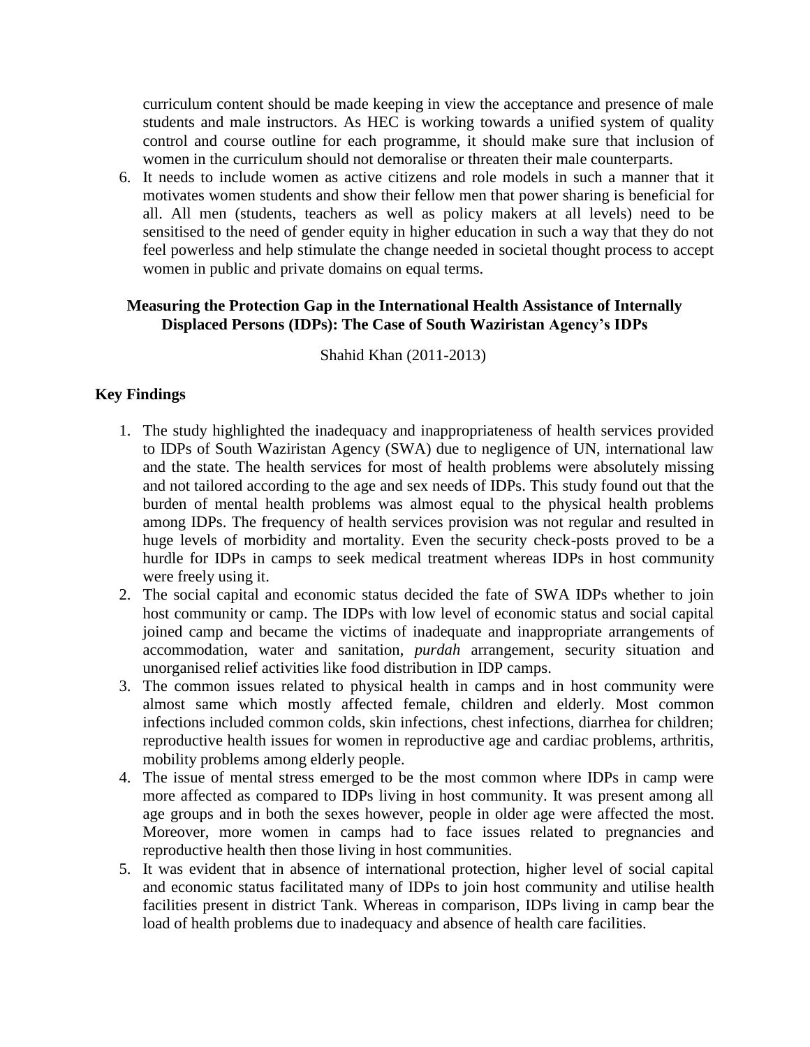curriculum content should be made keeping in view the acceptance and presence of male students and male instructors. As HEC is working towards a unified system of quality control and course outline for each programme, it should make sure that inclusion of women in the curriculum should not demoralise or threaten their male counterparts.

6. It needs to include women as active citizens and role models in such a manner that it motivates women students and show their fellow men that power sharing is beneficial for all. All men (students, teachers as well as policy makers at all levels) need to be sensitised to the need of gender equity in higher education in such a way that they do not feel powerless and help stimulate the change needed in societal thought process to accept women in public and private domains on equal terms.

## Measuring the Protection Gap in the International Health Assistance of Internally Displaced Persons (IDPs): The Case of South Waziristan Agency's IDPs

Shahid Khan (2011-2013)

### Key Findings

1. The study highlighted the inadequacy and inappropriateness of health services provided to IDPs of South Waziristan Agency (SWA) due to negligence of UN, international law and the state. The health services for most of health problems were absolutely missing and not tailored according to the age and sex needs of IDPs. This study found out that the burden of mental health problems was almost equal to the physical health problems among IDPs. The frequency of health services provision was not regular and resulted in huge levels of morbidity and mortality. Even the security check-posts proved to be a hurdle for IDPs in camps to seek medical treatment whereas IDPs in host community were freely using it.
2. The social capital and economic status decided the fate of SWA IDPs whether to join host community or camp. The IDPs with low level of economic status and social capital joined camp and became the victims of inadequate and inappropriate arrangements of accommodation, water and sanitation, *purdah* arrangement, security situation and unorganised relief activities like food distribution in IDP camps.
3. The common issues related to physical health in camps and in host community were almost same which mostly affected female, children and elderly. Most common infections included common colds, skin infections, chest infections, diarrhea for children; reproductive health issues for women in reproductive age and cardiac problems, arthritis, mobility problems among elderly people.
4. The issue of mental stress emerged to be the most common where IDPs in camp were more affected as compared to IDPs living in host community. It was present among all age groups and in both the sexes however, people in older age were affected the most. Moreover, more women in camps had to face issues related to pregnancies and reproductive health then those living in host communities.
5. It was evident that in absence of international protection, higher level of social capital and economic status facilitated many of IDPs to join host community and utilise health facilities present in district Tank. Whereas in comparison, IDPs living in camp bear the load of health problems due to inadequacy and absence of health care facilities.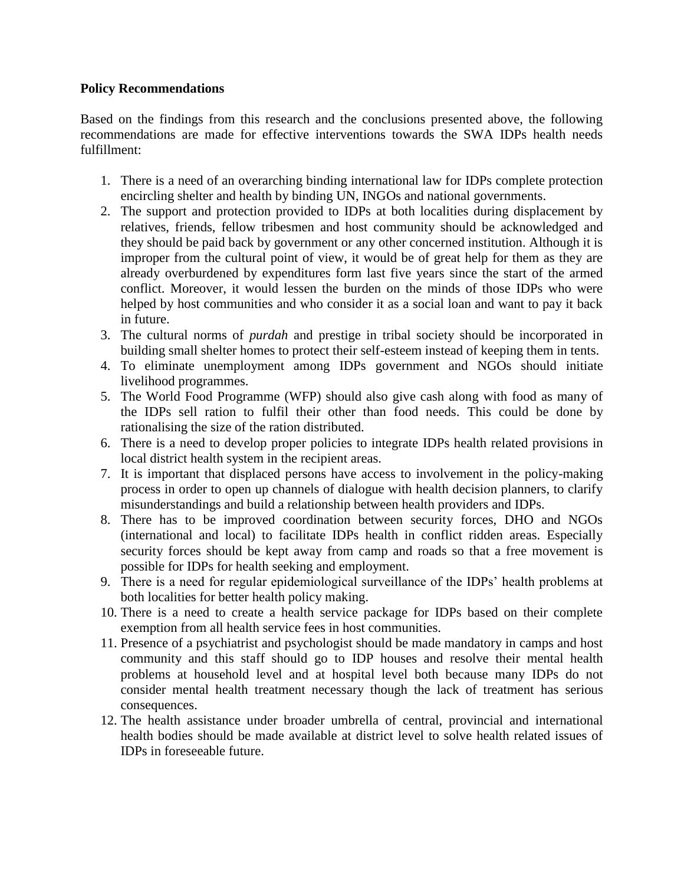**Policy Recommendations**

Based on the findings from this research and the conclusions presented above, the following recommendations are made for effective interventions towards the SWA IDPs health needs fulfillment:

1. There is a need of an overarching binding international law for IDPs complete protection encircling shelter and health by binding UN, INGOs and national governments.
2. The support and protection provided to IDPs at both localities during displacement by relatives, friends, fellow tribesmen and host community should be acknowledged and they should be paid back by government or any other concerned institution. Although it is improper from the cultural point of view, it would be of great help for them as they are already overburdened by expenditures form last five years since the start of the armed conflict. Moreover, it would lessen the burden on the minds of those IDPs who were helped by host communities and who consider it as a social loan and want to pay it back in future.
3. The cultural norms of *purdah* and prestige in tribal society should be incorporated in building small shelter homes to protect their self-esteem instead of keeping them in tents.
4. To eliminate unemployment among IDPs government and NGOs should initiate livelihood programmes.
5. The World Food Programme (WFP) should also give cash along with food as many of the IDPs sell ration to fulfil their other than food needs. This could be done by rationalising the size of the ration distributed.
6. There is a need to develop proper policies to integrate IDPs health related provisions in local district health system in the recipient areas.
7. It is important that displaced persons have access to involvement in the policy-making process in order to open up channels of dialogue with health decision planners, to clarify misunderstandings and build a relationship between health providers and IDPs.
8. There has to be improved coordination between security forces, DHO and NGOs (international and local) to facilitate IDPs health in conflict ridden areas. Especially security forces should be kept away from camp and roads so that a free movement is possible for IDPs for health seeking and employment.
9. There is a need for regular epidemiological surveillance of the IDPs' health problems at both localities for better health policy making.
10. There is a need to create a health service package for IDPs based on their complete exemption from all health service fees in host communities.
11. Presence of a psychiatrist and psychologist should be made mandatory in camps and host community and this staff should go to IDP houses and resolve their mental health problems at household level and at hospital level both because many IDPs do not consider mental health treatment necessary though the lack of treatment has serious consequences.
12. The health assistance under broader umbrella of central, provincial and international health bodies should be made available at district level to solve health related issues of IDPs in foreseeable future.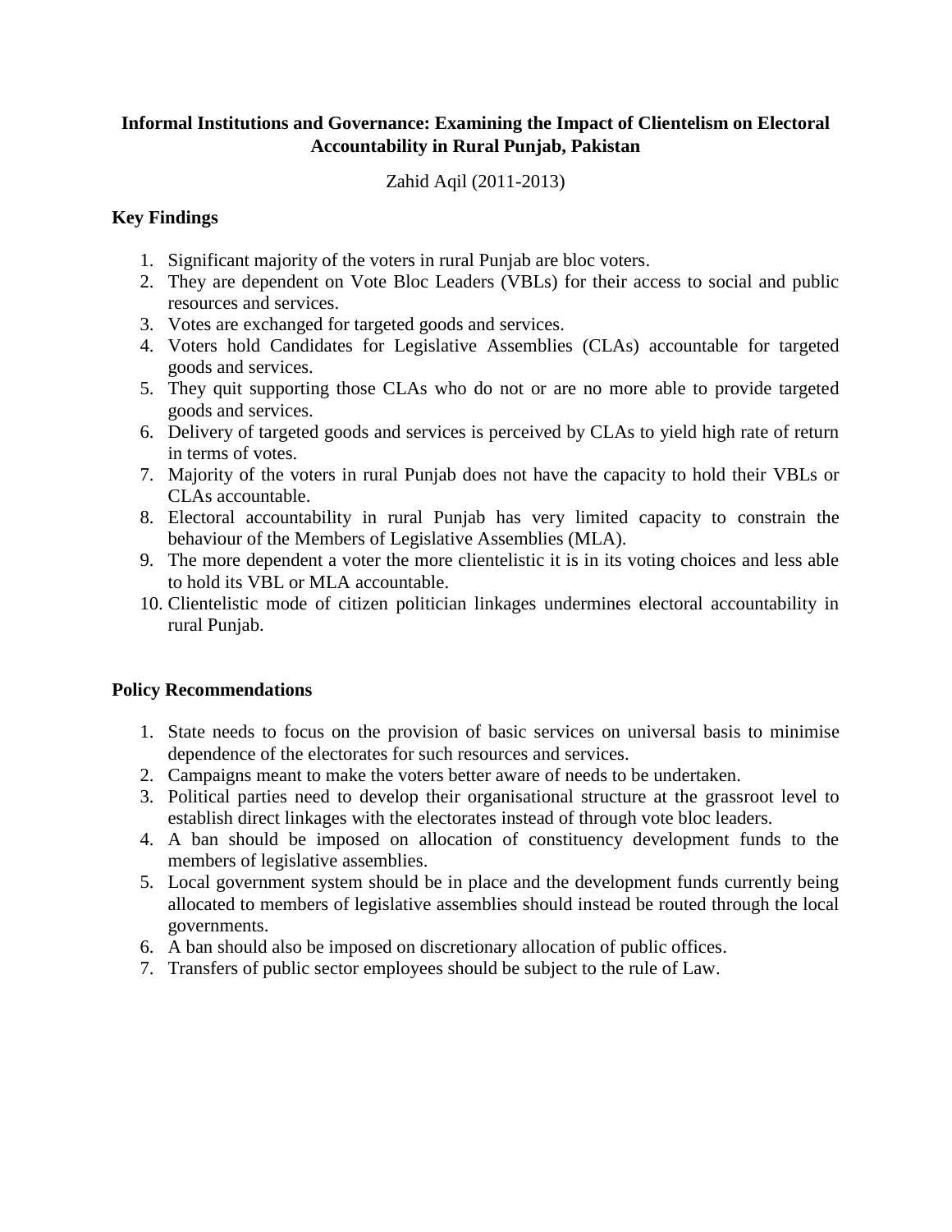**Informal Institutions and Governance: Examining the Impact of Clientelism on Electoral Accountability in Rural Punjab, Pakistan**

Zahid Aqil (2011-2013)

**Key Findings**

1. Significant majority of the voters in rural Punjab are bloc voters.
2. They are dependent on Vote Bloc Leaders (VBLs) for their access to social and public resources and services.
3. Votes are exchanged for targeted goods and services.
4. Voters hold Candidates for Legislative Assemblies (CLAs) accountable for targeted goods and services.
5. They quit supporting those CLAs who do not or are no more able to provide targeted goods and services.
6. Delivery of targeted goods and services is perceived by CLAs to yield high rate of return in terms of votes.
7. Majority of the voters in rural Punjab does not have the capacity to hold their VBLs or CLAs accountable.
8. Electoral accountability in rural Punjab has very limited capacity to constrain the behaviour of the Members of Legislative Assemblies (MLA).
9. The more dependent a voter the more clientelistic it is in its voting choices and less able to hold its VBL or MLA accountable.
10. Clientelistic mode of citizen politician linkages undermines electoral accountability in rural Punjab.

**Policy Recommendations**

1. State needs to focus on the provision of basic services on universal basis to minimise dependence of the electorates for such resources and services.
2. Campaigns meant to make the voters better aware of needs to be undertaken.
3. Political parties need to develop their organisational structure at the grassroot level to establish direct linkages with the electorates instead of through vote bloc leaders.
4. A ban should be imposed on allocation of constituency development funds to the members of legislative assemblies.
5. Local government system should be in place and the development funds currently being allocated to members of legislative assemblies should instead be routed through the local governments.
6. A ban should also be imposed on discretionary allocation of public offices.
7. Transfers of public sector employees should be subject to the rule of Law.